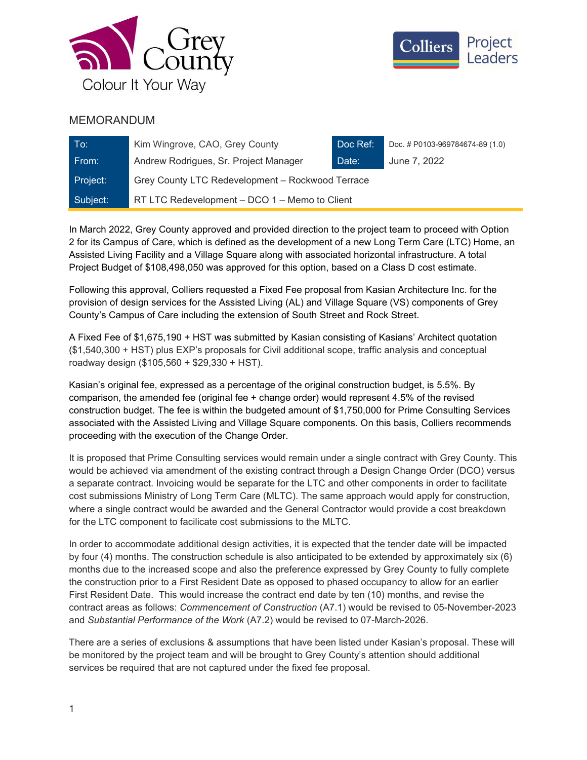## MEMORANDUM

| To: | Kim Wingrove, CAO, Grey County | Doc Ref: | Doc. # P0103-969784674-89 (1.0) |
|---|---|---|---|
| From: | Andrew Rodrigues, Sr. Project Manager | Date: | June 7, 2022 |
| Project: | Grey County LTC Redevelopment – Rockwood Terrace | | |
| Subject: | RT LTC Redevelopment – DCO 1 – Memo to Client | | |

In March 2022, Grey County approved and provided direction to the project team to proceed with Option 2 for its Campus of Care, which is defined as the development of a new Long Term Care (LTC) Home, an Assisted Living Facility and a Village Square along with associated horizontal infrastructure. A total Project Budget of $108,498,050 was approved for this option, based on a Class D cost estimate.

Following this approval, Colliers requested a Fixed Fee proposal from Kasian Architecture Inc. for the provision of design services for the Assisted Living (AL) and Village Square (VS) components of Grey County's Campus of Care including the extension of South Street and Rock Street.

A Fixed Fee of $1,675,190 + HST was submitted by Kasian consisting of Kasians' Architect quotation ($1,540,300 + HST) plus EXP's proposals for Civil additional scope, traffic analysis and conceptual roadway design ($105,560 + $29,330 + HST).

Kasian's original fee, expressed as a percentage of the original construction budget, is 5.5%. By comparison, the amended fee (original fee + change order) would represent 4.5% of the revised construction budget. The fee is within the budgeted amount of $1,750,000 for Prime Consulting Services associated with the Assisted Living and Village Square components. On this basis, Colliers recommends proceeding with the execution of the Change Order.

It is proposed that Prime Consulting services would remain under a single contract with Grey County. This would be achieved via amendment of the existing contract through a Design Change Order (DCO) versus a separate contract. Invoicing would be separate for the LTC and other components in order to facilitate cost submissions Ministry of Long Term Care (MLTC). The same approach would apply for construction, where a single contract would be awarded and the General Contractor would provide a cost breakdown for the LTC component to facilicate cost submissions to the MLTC.

In order to accommodate additional design activities, it is expected that the tender date will be impacted by four (4) months. The construction schedule is also anticipated to be extended by approximately six (6) months due to the increased scope and also the preference expressed by Grey County to fully complete the construction prior to a First Resident Date as opposed to phased occupancy to allow for an earlier First Resident Date. This would increase the contract end date by ten (10) months, and revise the contract areas as follows: *Commencement of Construction* (A7.1) would be revised to 05-November-2023 and *Substantial Performance of the Work* (A7.2) would be revised to 07-March-2026.

There are a series of exclusions & assumptions that have been listed under Kasian's proposal. These will be monitored by the project team and will be brought to Grey County's attention should additional services be required that are not captured under the fixed fee proposal.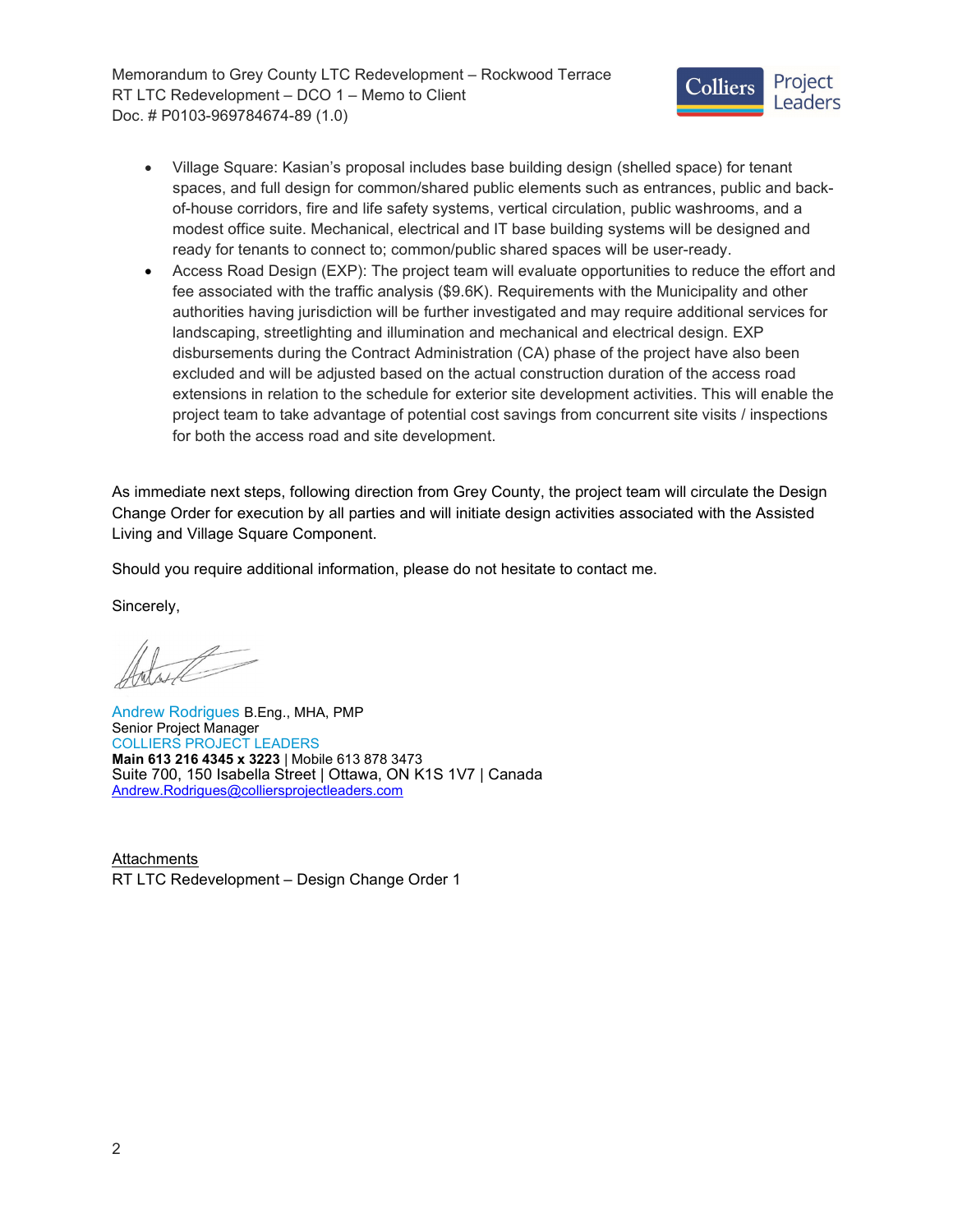- Village Square: Kasian's proposal includes base building design (shelled space) for tenant spaces, and full design for common/shared public elements such as entrances, public and back-of-house corridors, fire and life safety systems, vertical circulation, public washrooms, and a modest office suite. Mechanical, electrical and IT base building systems will be designed and ready for tenants to connect to; common/public shared spaces will be user-ready.
- Access Road Design (EXP): The project team will evaluate opportunities to reduce the effort and fee associated with the traffic analysis ($9.6K). Requirements with the Municipality and other authorities having jurisdiction will be further investigated and may require additional services for landscaping, streetlighting and illumination and mechanical and electrical design. EXP disbursements during the Contract Administration (CA) phase of the project have also been excluded and will be adjusted based on the actual construction duration of the access road extensions in relation to the schedule for exterior site development activities. This will enable the project team to take advantage of potential cost savings from concurrent site visits / inspections for both the access road and site development.

As immediate next steps, following direction from Grey County, the project team will circulate the Design Change Order for execution by all parties and will initiate design activities associated with the Assisted Living and Village Square Component.

Should you require additional information, please do not hesitate to contact me.

Sincerely,

Andrew Rodrigues B.Eng., MHA, PMP
Senior Project Manager
COLLIERS PROJECT LEADERS
**Main 613 216 4345 x 3223** | Mobile 613 878 3473
Suite 700, 150 Isabella Street | Ottawa, ON K1S 1V7 | Canada
Andrew.Rodrigues@colliersprojectleaders.com

Attachments
RT LTC Redevelopment – Design Change Order 1